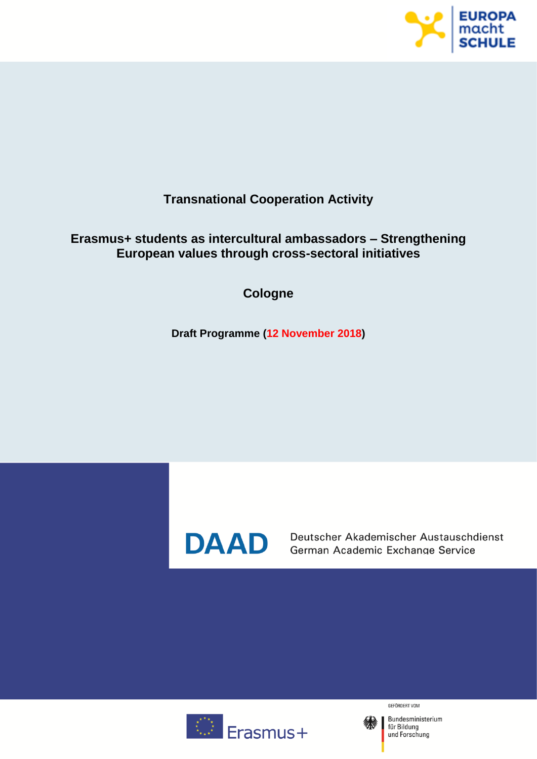EUROPA macht SCHULE

# Transnational Cooperation Activity

## Erasmus+ students as intercultural ambassadors – Strengthening European values through cross-sectoral initiatives

## Cologne

**Draft Programme (12 November 2018)**

DAAD

Deutscher Akademischer Austauschdienst
German Academic Exchange Service

Erasmus+

GEFÖRDERT VOM

Bundesministerium
für Bildung
und Forschung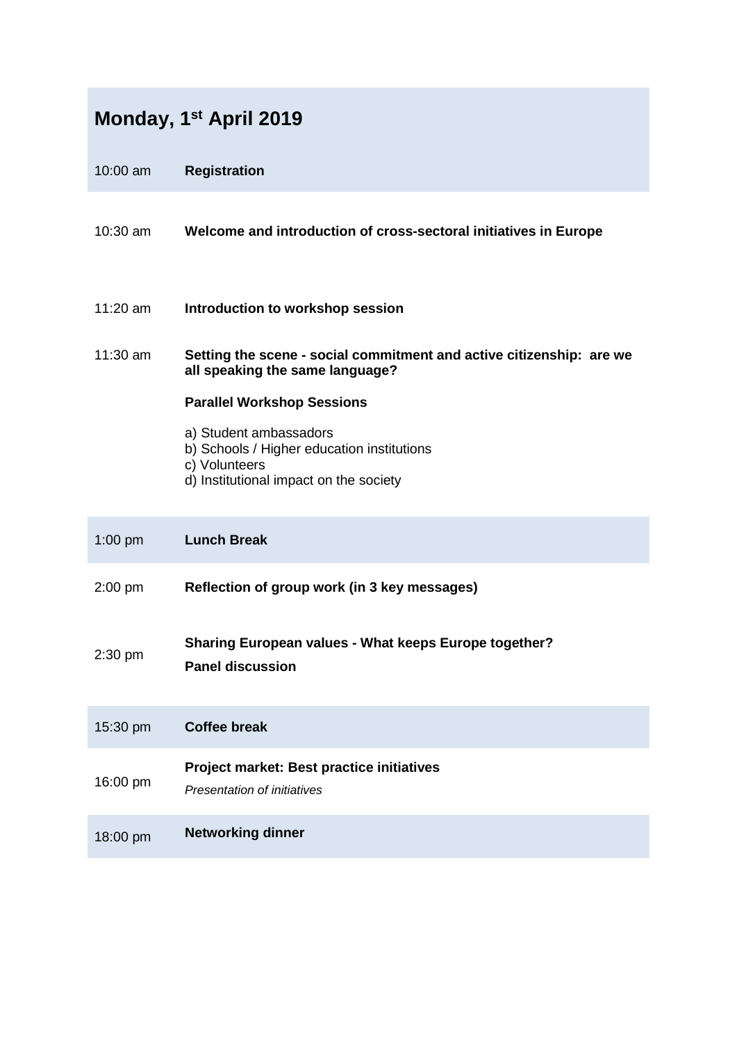## Monday, 1st April 2019

| | |
|---|---|
| 10:00 am | **Registration** |
| 10:30 am | **Welcome and introduction of cross-sectoral initiatives in Europe** |
| 11:20 am | **Introduction to workshop session** |
| 11:30 am | **Setting the scene - social commitment and active citizenship: are we all speaking the same language?**<br><br>**Parallel Workshop Sessions**<br><br>a) Student ambassadors<br>b) Schools / Higher education institutions<br>c) Volunteers<br>d) Institutional impact on the society |
| 1:00 pm | **Lunch Break** |
| 2:00 pm | **Reflection of group work (in 3 key messages)** |
| 2:30 pm | **Sharing European values - What keeps Europe together?**<br>**Panel discussion** |
| 15:30 pm | **Coffee break** |
| 16:00 pm | **Project market: Best practice initiatives**<br>*Presentation of initiatives* |
| 18:00 pm | **Networking dinner** |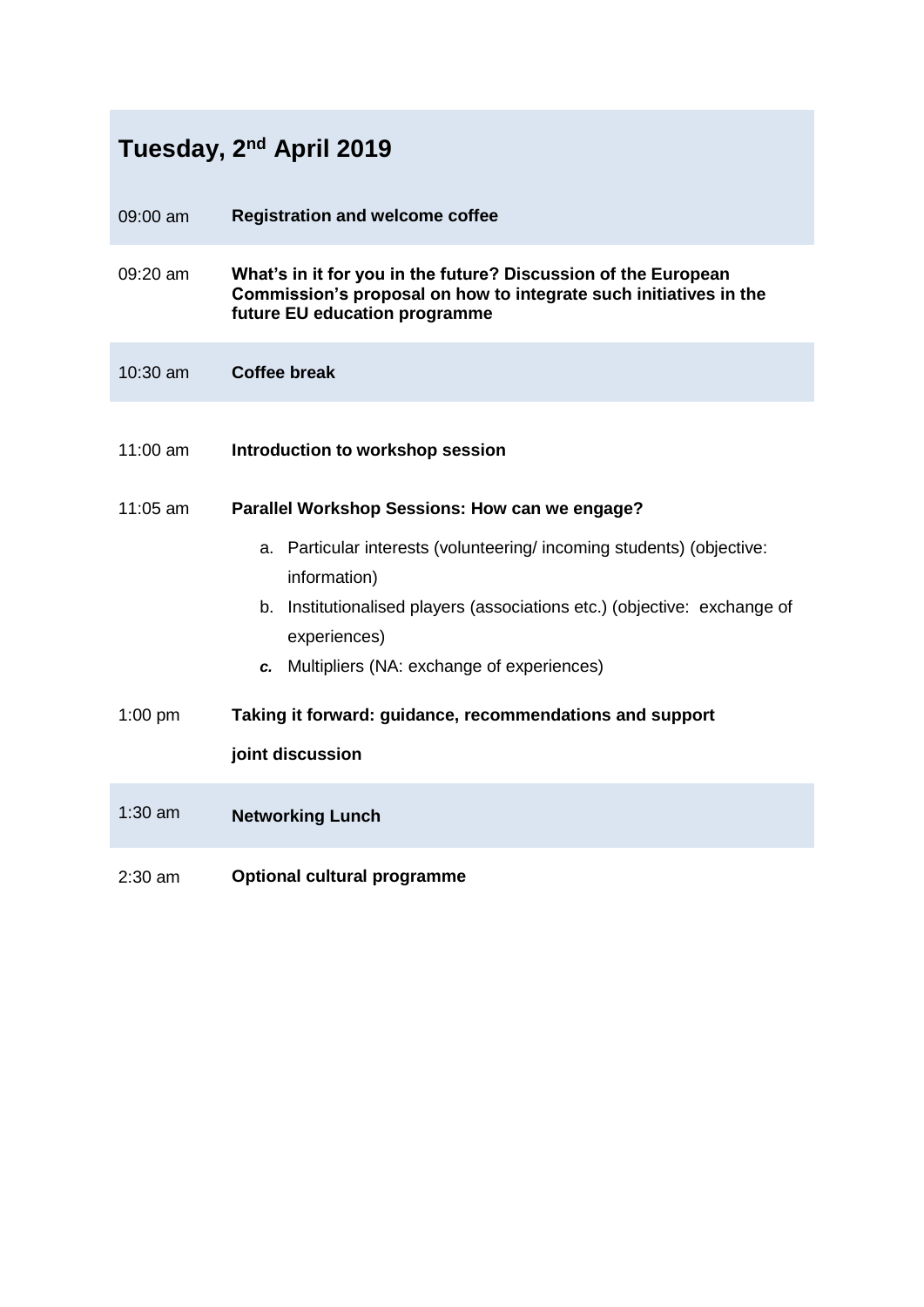## Tuesday, 2nd April 2019

| | |
|---|---|
| 09:00 am | **Registration and welcome coffee** |
| 09:20 am | **What's in it for you in the future? Discussion of the European Commission's proposal on how to integrate such initiatives in the future EU education programme** |
| 10:30 am | **Coffee break** |
| 11:00 am | **Introduction to workshop session** |
| 11:05 am | **Parallel Workshop Sessions: How can we engage?** <br> a. Particular interests (volunteering/ incoming students) (objective: information) <br> b. Institutionalised players (associations etc.) (objective: exchange of experiences) <br> ***c.*** Multipliers (NA: exchange of experiences) |
| 1:00 pm | **Taking it forward: guidance, recommendations and support** <br> **joint discussion** |
| 1:30 am | **Networking Lunch** |
| 2:30 am | **Optional cultural programme** |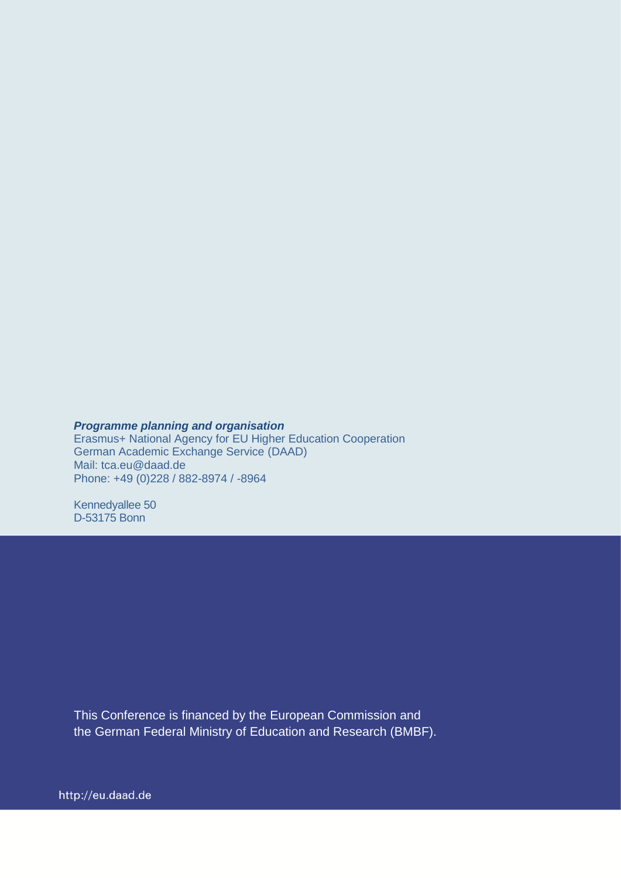***Programme planning and organisation***
Erasmus+ National Agency for EU Higher Education Cooperation
German Academic Exchange Service (DAAD)
Mail: tca.eu@daad.de
Phone: +49 (0)228 / 882-8974 / -8964

Kennedyallee 50
D-53175 Bonn

This Conference is financed by the European Commission and the German Federal Ministry of Education and Research (BMBF).

http://eu.daad.de